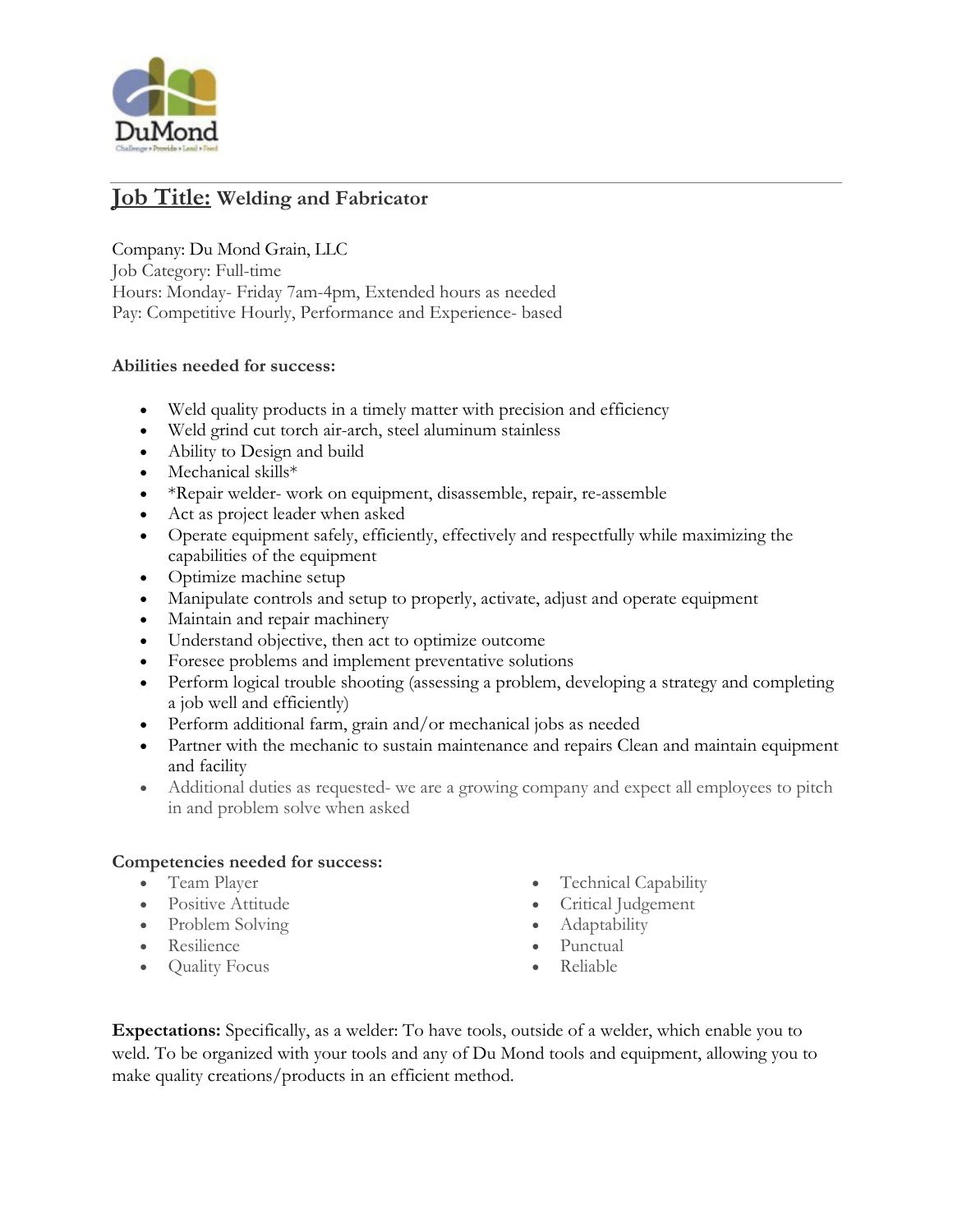DuMond

Challenge • Provide • Lead • Feed

# Job Title: Welding and Fabricator

Company: Du Mond Grain, LLC
Job Category: Full-time
Hours: Monday- Friday 7am-4pm, Extended hours as needed
Pay: Competitive Hourly, Performance and Experience- based

**Abilities needed for success:**

- Weld quality products in a timely matter with precision and efficiency
- Weld grind cut torch air-arch, steel aluminum stainless
- Ability to Design and build
- Mechanical skills*
- *Repair welder- work on equipment, disassemble, repair, re-assemble
- Act as project leader when asked
- Operate equipment safely, efficiently, effectively and respectfully while maximizing the capabilities of the equipment
- Optimize machine setup
- Manipulate controls and setup to properly, activate, adjust and operate equipment
- Maintain and repair machinery
- Understand objective, then act to optimize outcome
- Foresee problems and implement preventative solutions
- Perform logical trouble shooting (assessing a problem, developing a strategy and completing a job well and efficiently)
- Perform additional farm, grain and/or mechanical jobs as needed
- Partner with the mechanic to sustain maintenance and repairs Clean and maintain equipment and facility
- Additional duties as requested- we are a growing company and expect all employees to pitch in and problem solve when asked

**Competencies needed for success:**

- Team Player
- Positive Attitude
- Problem Solving
- Resilience
- Quality Focus
- Technical Capability
- Critical Judgement
- Adaptability
- Punctual
- Reliable

**Expectations:** Specifically, as a welder: To have tools, outside of a welder, which enable you to weld. To be organized with your tools and any of Du Mond tools and equipment, allowing you to make quality creations/products in an efficient method.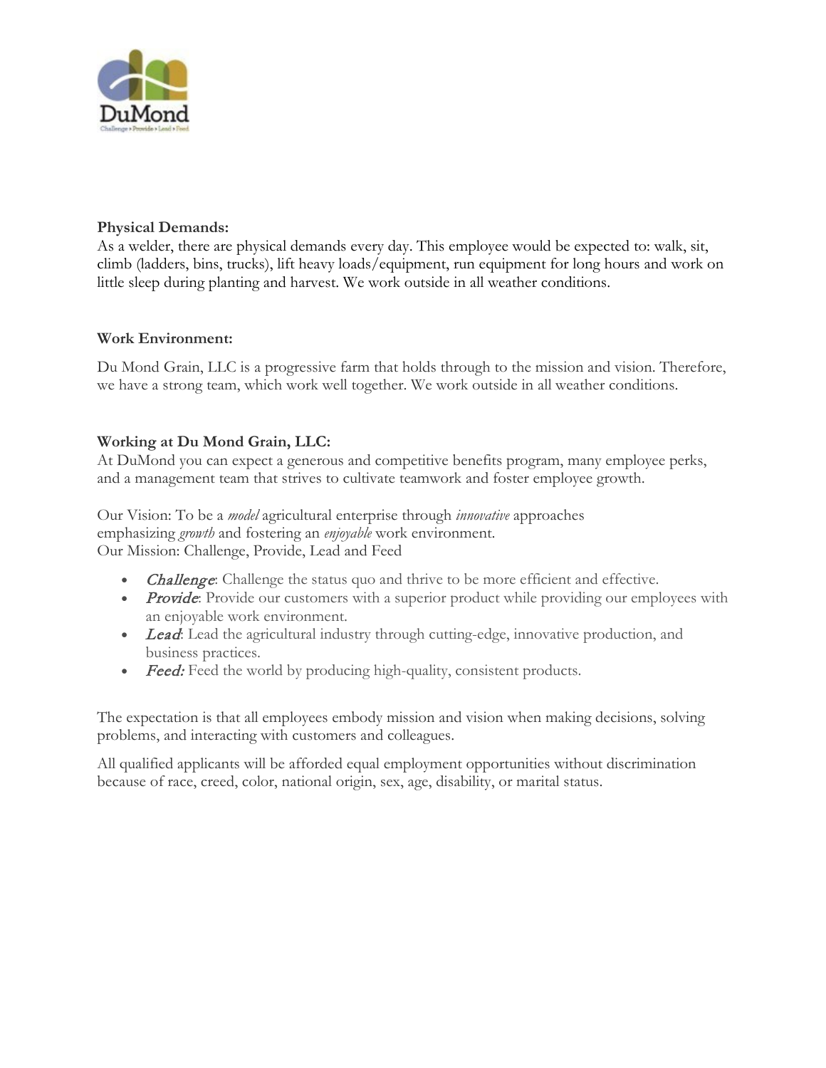**Physical Demands:**

As a welder, there are physical demands every day. This employee would be expected to: walk, sit, climb (ladders, bins, trucks), lift heavy loads/equipment, run equipment for long hours and work on little sleep during planting and harvest. We work outside in all weather conditions.

**Work Environment:**

Du Mond Grain, LLC is a progressive farm that holds through to the mission and vision. Therefore, we have a strong team, which work well together. We work outside in all weather conditions.

**Working at Du Mond Grain, LLC:**

At DuMond you can expect a generous and competitive benefits program, many employee perks, and a management team that strives to cultivate teamwork and foster employee growth.

Our Vision: To be a *model* agricultural enterprise through *innovative* approaches emphasizing *growth* and fostering an *enjoyable* work environment.
Our Mission: Challenge, Provide, Lead and Feed

- *Challenge*: Challenge the status quo and thrive to be more efficient and effective.
- *Provide*: Provide our customers with a superior product while providing our employees with an enjoyable work environment.
- *Lead*: Lead the agricultural industry through cutting-edge, innovative production, and business practices.
- *Feed:* Feed the world by producing high-quality, consistent products.

The expectation is that all employees embody mission and vision when making decisions, solving problems, and interacting with customers and colleagues.

All qualified applicants will be afforded equal employment opportunities without discrimination because of race, creed, color, national origin, sex, age, disability, or marital status.